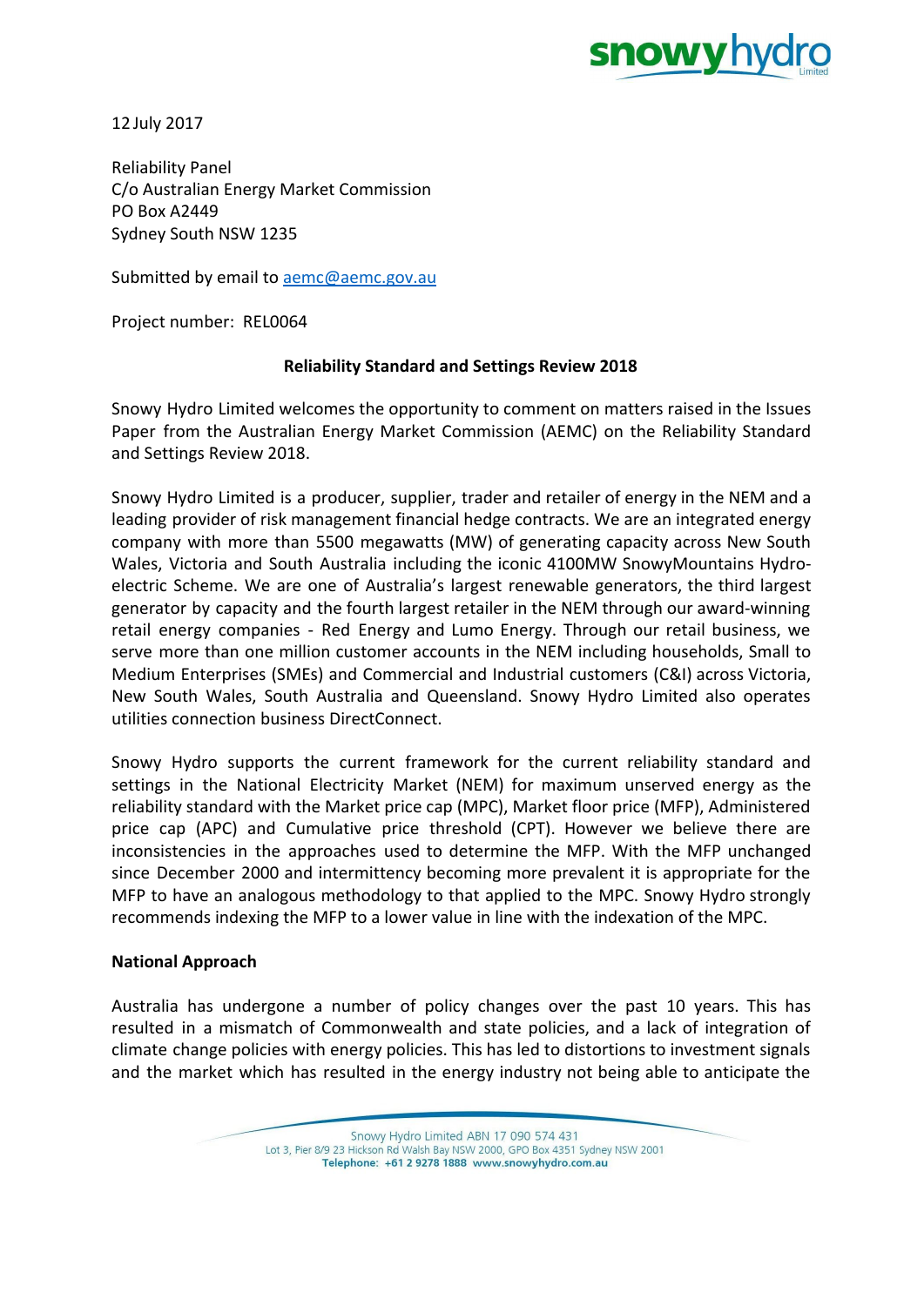12 July 2017

Reliability Panel
C/o Australian Energy Market Commission
PO Box A2449
Sydney South NSW 1235

Submitted by email to aemc@aemc.gov.au

Project number: REL0064

**Reliability Standard and Settings Review 2018**

Snowy Hydro Limited welcomes the opportunity to comment on matters raised in the Issues Paper from the Australian Energy Market Commission (AEMC) on the Reliability Standard and Settings Review 2018.

Snowy Hydro Limited is a producer, supplier, trader and retailer of energy in the NEM and a leading provider of risk management financial hedge contracts. We are an integrated energy company with more than 5500 megawatts (MW) of generating capacity across New South Wales, Victoria and South Australia including the iconic 4100MW SnowyMountains Hydro-electric Scheme. We are one of Australia's largest renewable generators, the third largest generator by capacity and the fourth largest retailer in the NEM through our award-winning retail energy companies - Red Energy and Lumo Energy. Through our retail business, we serve more than one million customer accounts in the NEM including households, Small to Medium Enterprises (SMEs) and Commercial and Industrial customers (C&I) across Victoria, New South Wales, South Australia and Queensland. Snowy Hydro Limited also operates utilities connection business DirectConnect.

Snowy Hydro supports the current framework for the current reliability standard and settings in the National Electricity Market (NEM) for maximum unserved energy as the reliability standard with the Market price cap (MPC), Market floor price (MFP), Administered price cap (APC) and Cumulative price threshold (CPT). However we believe there are inconsistencies in the approaches used to determine the MFP. With the MFP unchanged since December 2000 and intermittency becoming more prevalent it is appropriate for the MFP to have an analogous methodology to that applied to the MPC. Snowy Hydro strongly recommends indexing the MFP to a lower value in line with the indexation of the MPC.

**National Approach**

Australia has undergone a number of policy changes over the past 10 years. This has resulted in a mismatch of Commonwealth and state policies, and a lack of integration of climate change policies with energy policies. This has led to distortions to investment signals and the market which has resulted in the energy industry not being able to anticipate the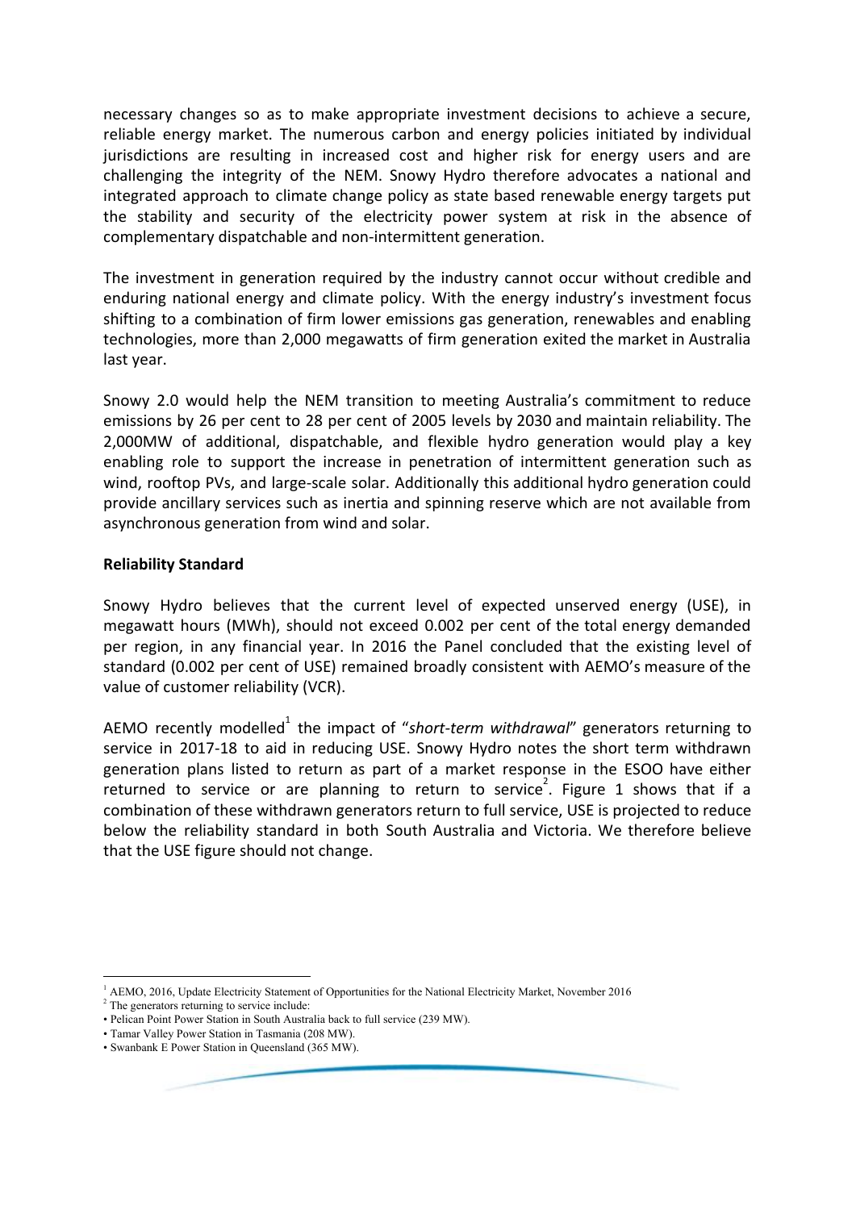necessary changes so as to make appropriate investment decisions to achieve a secure, reliable energy market. The numerous carbon and energy policies initiated by individual jurisdictions are resulting in increased cost and higher risk for energy users and are challenging the integrity of the NEM. Snowy Hydro therefore advocates a national and integrated approach to climate change policy as state based renewable energy targets put the stability and security of the electricity power system at risk in the absence of complementary dispatchable and non-intermittent generation.

The investment in generation required by the industry cannot occur without credible and enduring national energy and climate policy. With the energy industry's investment focus shifting to a combination of firm lower emissions gas generation, renewables and enabling technologies, more than 2,000 megawatts of firm generation exited the market in Australia last year.

Snowy 2.0 would help the NEM transition to meeting Australia's commitment to reduce emissions by 26 per cent to 28 per cent of 2005 levels by 2030 and maintain reliability. The 2,000MW of additional, dispatchable, and flexible hydro generation would play a key enabling role to support the increase in penetration of intermittent generation such as wind, rooftop PVs, and large-scale solar. Additionally this additional hydro generation could provide ancillary services such as inertia and spinning reserve which are not available from asynchronous generation from wind and solar.

**Reliability Standard**

Snowy Hydro believes that the current level of expected unserved energy (USE), in megawatt hours (MWh), should not exceed 0.002 per cent of the total energy demanded per region, in any financial year. In 2016 the Panel concluded that the existing level of standard (0.002 per cent of USE) remained broadly consistent with AEMO's measure of the value of customer reliability (VCR).

AEMO recently modelled[1] the impact of "*short-term withdrawal*" generators returning to service in 2017-18 to aid in reducing USE. Snowy Hydro notes the short term withdrawn generation plans listed to return as part of a market response in the ESOO have either returned to service or are planning to return to service[2]. Figure 1 shows that if a combination of these withdrawn generators return to full service, USE is projected to reduce below the reliability standard in both South Australia and Victoria. We therefore believe that the USE figure should not change.

---

[1] AEMO, 2016, Update Electricity Statement of Opportunities for the National Electricity Market, November 2016

[2] The generators returning to service include:

- Pelican Point Power Station in South Australia back to full service (239 MW).
- Tamar Valley Power Station in Tasmania (208 MW).
- Swanbank E Power Station in Queensland (365 MW).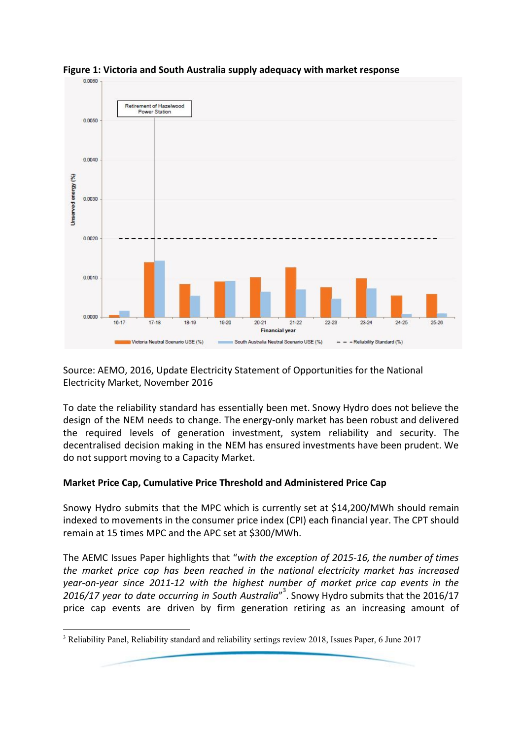**Figure 1: Victoria and South Australia supply adequacy with market response**

Source: AEMO, 2016, Update Electricity Statement of Opportunities for the National Electricity Market, November 2016

To date the reliability standard has essentially been met. Snowy Hydro does not believe the design of the NEM needs to change. The energy-only market has been robust and delivered the required levels of generation investment, system reliability and security. The decentralised decision making in the NEM has ensured investments have been prudent. We do not support moving to a Capacity Market.

**Market Price Cap, Cumulative Price Threshold and Administered Price Cap**

Snowy Hydro submits that the MPC which is currently set at $14,200/MWh should remain indexed to movements in the consumer price index (CPI) each financial year. The CPT should remain at 15 times MPC and the APC set at $300/MWh.

The AEMC Issues Paper highlights that "*with the exception of 2015-16, the number of times the market price cap has been reached in the national electricity market has increased year-on-year since 2011-12 with the highest number of market price cap events in the 2016/17 year to date occurring in South Australia*"[3]. Snowy Hydro submits that the 2016/17 price cap events are driven by firm generation retiring as an increasing amount of

[3] Reliability Panel, Reliability standard and reliability settings review 2018, Issues Paper, 6 June 2017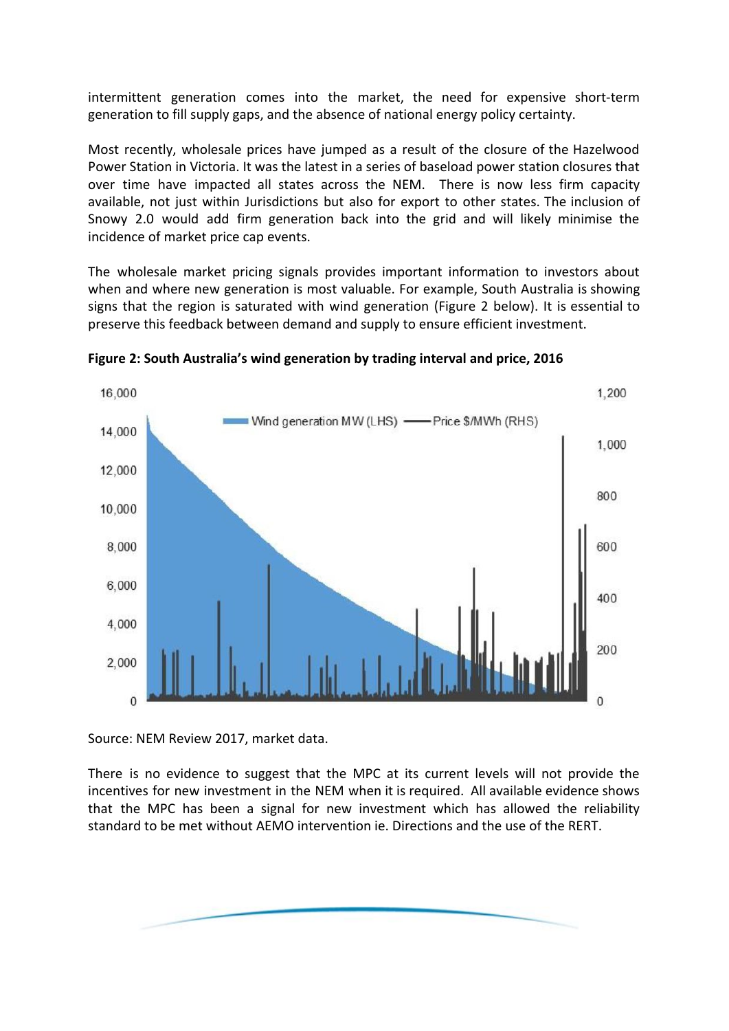intermittent generation comes into the market, the need for expensive short-term generation to fill supply gaps, and the absence of national energy policy certainty.

Most recently, wholesale prices have jumped as a result of the closure of the Hazelwood Power Station in Victoria. It was the latest in a series of baseload power station closures that over time have impacted all states across the NEM. There is now less firm capacity available, not just within Jurisdictions but also for export to other states. The inclusion of Snowy 2.0 would add firm generation back into the grid and will likely minimise the incidence of market price cap events.

The wholesale market pricing signals provides important information to investors about when and where new generation is most valuable. For example, South Australia is showing signs that the region is saturated with wind generation (Figure 2 below). It is essential to preserve this feedback between demand and supply to ensure efficient investment.

**Figure 2: South Australia's wind generation by trading interval and price, 2016**

Source: NEM Review 2017, market data.

There is no evidence to suggest that the MPC at its current levels will not provide the incentives for new investment in the NEM when it is required. All available evidence shows that the MPC has been a signal for new investment which has allowed the reliability standard to be met without AEMO intervention ie. Directions and the use of the RERT.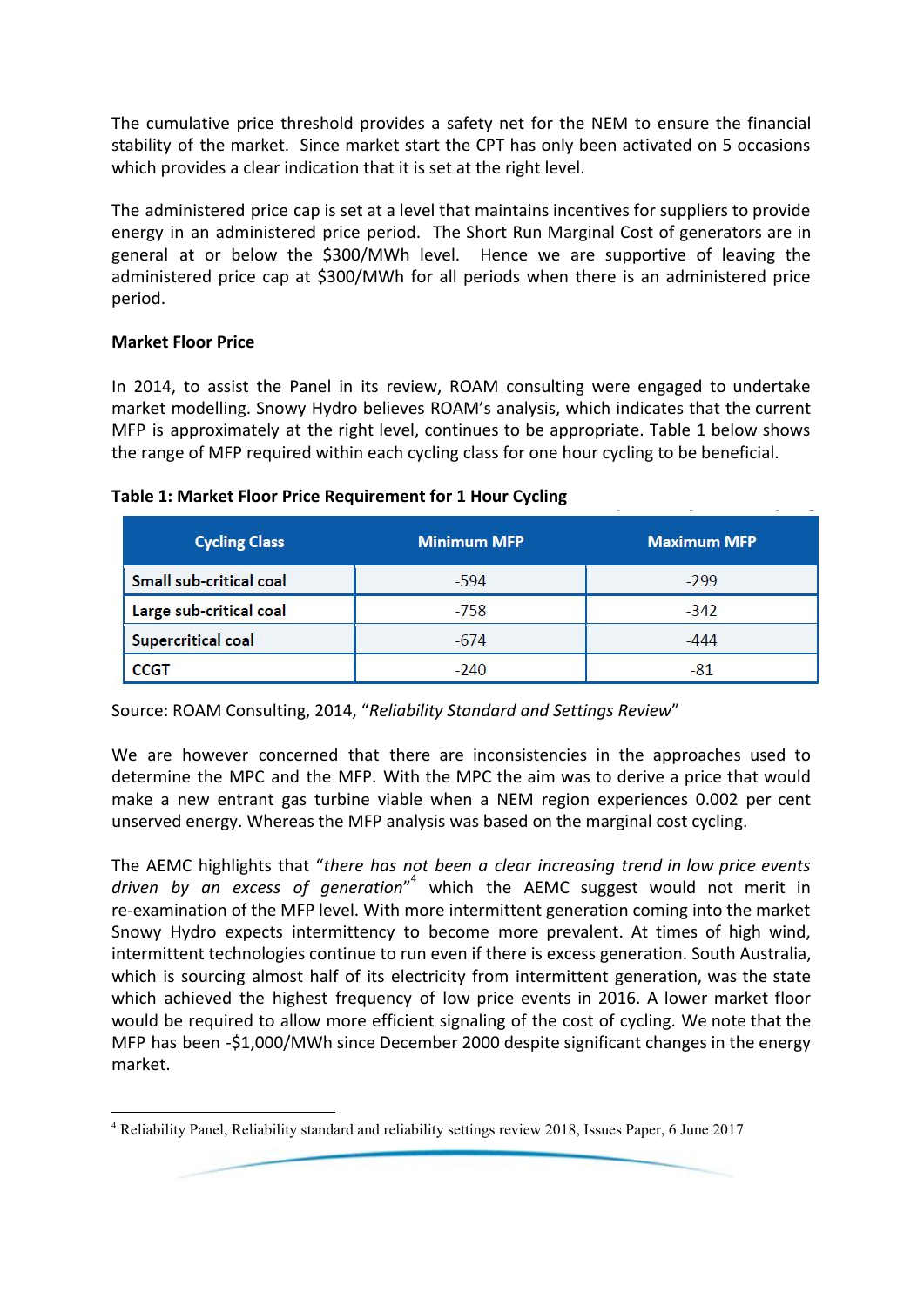The cumulative price threshold provides a safety net for the NEM to ensure the financial stability of the market. Since market start the CPT has only been activated on 5 occasions which provides a clear indication that it is set at the right level.

The administered price cap is set at a level that maintains incentives for suppliers to provide energy in an administered price period. The Short Run Marginal Cost of generators are in general at or below the $300/MWh level. Hence we are supportive of leaving the administered price cap at $300/MWh for all periods when there is an administered price period.

**Market Floor Price**

In 2014, to assist the Panel in its review, ROAM consulting were engaged to undertake market modelling. Snowy Hydro believes ROAM's analysis, which indicates that the current MFP is approximately at the right level, continues to be appropriate. Table 1 below shows the range of MFP required within each cycling class for one hour cycling to be beneficial.

**Table 1: Market Floor Price Requirement for 1 Hour Cycling**

| Cycling Class | Minimum MFP | Maximum MFP |
|---|---|---|
| **Small sub-critical coal** | -594 | -299 |
| **Large sub-critical coal** | -758 | -342 |
| **Supercritical coal** | -674 | -444 |
| **CCGT** | -240 | -81 |

Source: ROAM Consulting, 2014, "*Reliability Standard and Settings Review*"

We are however concerned that there are inconsistencies in the approaches used to determine the MPC and the MFP. With the MPC the aim was to derive a price that would make a new entrant gas turbine viable when a NEM region experiences 0.002 per cent unserved energy. Whereas the MFP analysis was based on the marginal cost cycling.

The AEMC highlights that "*there has not been a clear increasing trend in low price events driven by an excess of generation*"[4] which the AEMC suggest would not merit in re-examination of the MFP level. With more intermittent generation coming into the market Snowy Hydro expects intermittency to become more prevalent. At times of high wind, intermittent technologies continue to run even if there is excess generation. South Australia, which is sourcing almost half of its electricity from intermittent generation, was the state which achieved the highest frequency of low price events in 2016. A lower market floor would be required to allow more efficient signaling of the cost of cycling. We note that the MFP has been -$1,000/MWh since December 2000 despite significant changes in the energy market.

[4] Reliability Panel, Reliability standard and reliability settings review 2018, Issues Paper, 6 June 2017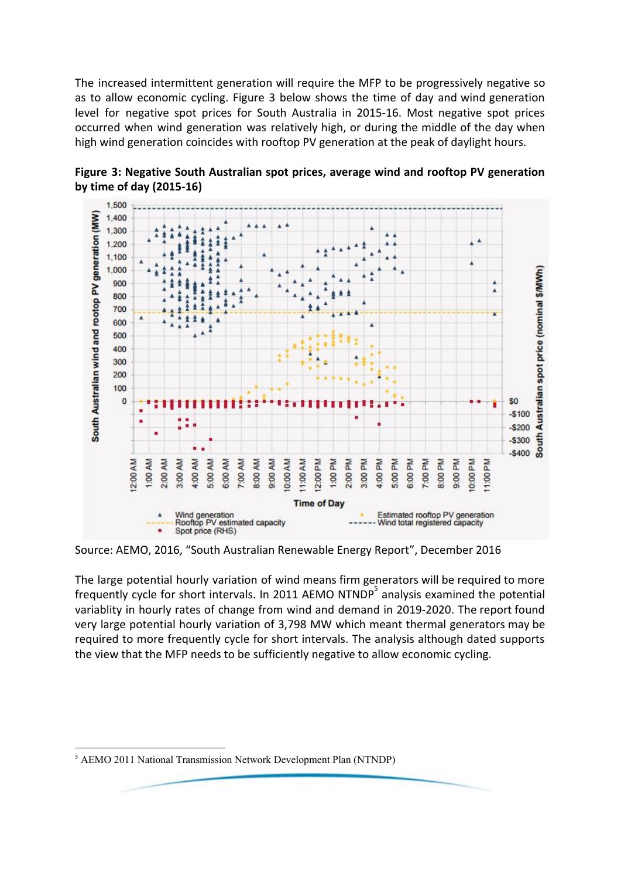The increased intermittent generation will require the MFP to be progressively negative so as to allow economic cycling. Figure 3 below shows the time of day and wind generation level for negative spot prices for South Australia in 2015-16. Most negative spot prices occurred when wind generation was relatively high, or during the middle of the day when high wind generation coincides with rooftop PV generation at the peak of daylight hours.

**Figure 3: Negative South Australian spot prices, average wind and rooftop PV generation by time of day (2015-16)**

Source: AEMO, 2016, "South Australian Renewable Energy Report", December 2016

The large potential hourly variation of wind means firm generators will be required to more frequently cycle for short intervals. In 2011 AEMO NTNDP[5] analysis examined the potential variablity in hourly rates of change from wind and demand in 2019-2020. The report found very large potential hourly variation of 3,798 MW which meant thermal generators may be required to more frequently cycle for short intervals. The analysis although dated supports the view that the MFP needs to be sufficiently negative to allow economic cycling.

[5] AEMO 2011 National Transmission Network Development Plan (NTNDP)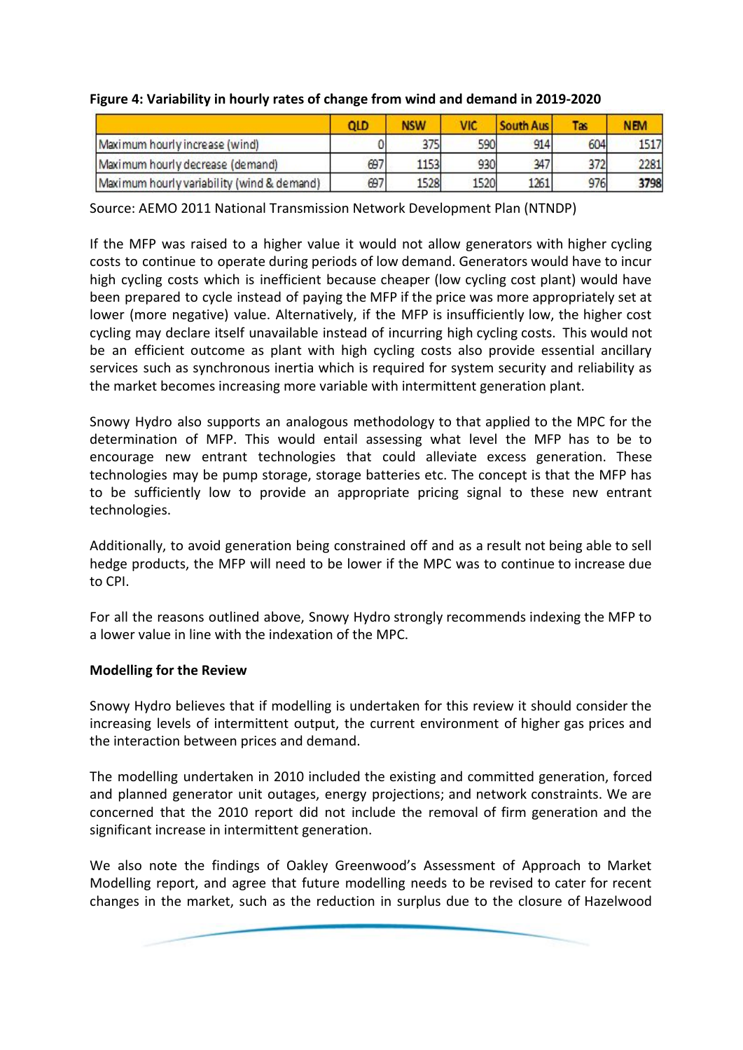**Figure 4: Variability in hourly rates of change from wind and demand in 2019-2020**

| | QLD | NSW | VIC | South Aus | Tas | NEM |
|---|---|---|---|---|---|---|
| Maximum hourly increase (wind) | 0 | 375 | 590 | 914 | 604 | 1517 |
| Maximum hourly decrease (demand) | 697 | 1153 | 930 | 347 | 372 | 2281 |
| Maximum hourly variability (wind & demand) | 697 | 1528 | 1520 | 1261 | 976 | **3798** |

Source: AEMO 2011 National Transmission Network Development Plan (NTNDP)

If the MFP was raised to a higher value it would not allow generators with higher cycling costs to continue to operate during periods of low demand. Generators would have to incur high cycling costs which is inefficient because cheaper (low cycling cost plant) would have been prepared to cycle instead of paying the MFP if the price was more appropriately set at lower (more negative) value. Alternatively, if the MFP is insufficiently low, the higher cost cycling may declare itself unavailable instead of incurring high cycling costs. This would not be an efficient outcome as plant with high cycling costs also provide essential ancillary services such as synchronous inertia which is required for system security and reliability as the market becomes increasing more variable with intermittent generation plant.

Snowy Hydro also supports an analogous methodology to that applied to the MPC for the determination of MFP. This would entail assessing what level the MFP has to be to encourage new entrant technologies that could alleviate excess generation. These technologies may be pump storage, storage batteries etc. The concept is that the MFP has to be sufficiently low to provide an appropriate pricing signal to these new entrant technologies.

Additionally, to avoid generation being constrained off and as a result not being able to sell hedge products, the MFP will need to be lower if the MPC was to continue to increase due to CPI.

For all the reasons outlined above, Snowy Hydro strongly recommends indexing the MFP to a lower value in line with the indexation of the MPC.

**Modelling for the Review**

Snowy Hydro believes that if modelling is undertaken for this review it should consider the increasing levels of intermittent output, the current environment of higher gas prices and the interaction between prices and demand.

The modelling undertaken in 2010 included the existing and committed generation, forced and planned generator unit outages, energy projections; and network constraints. We are concerned that the 2010 report did not include the removal of firm generation and the significant increase in intermittent generation.

We also note the findings of Oakley Greenwood's Assessment of Approach to Market Modelling report, and agree that future modelling needs to be revised to cater for recent changes in the market, such as the reduction in surplus due to the closure of Hazelwood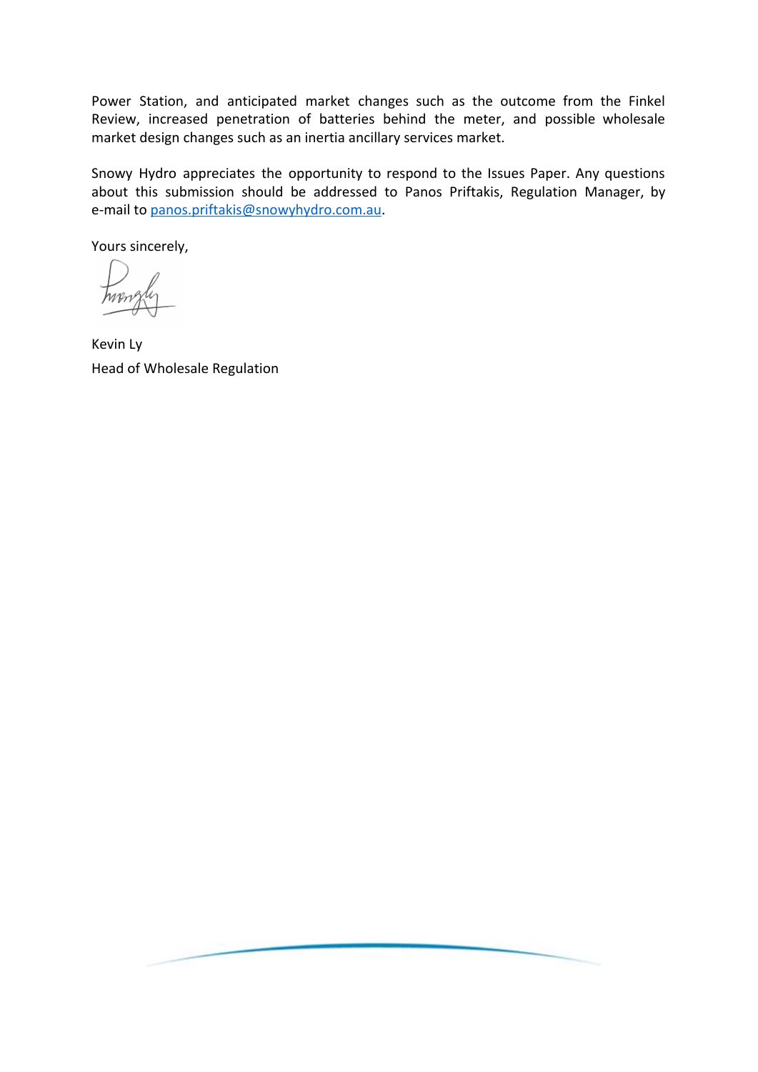Power Station, and anticipated market changes such as the outcome from the Finkel Review, increased penetration of batteries behind the meter, and possible wholesale market design changes such as an inertia ancillary services market.

Snowy Hydro appreciates the opportunity to respond to the Issues Paper. Any questions about this submission should be addressed to Panos Priftakis, Regulation Manager, by e-mail to panos.priftakis@snowyhydro.com.au.

Yours sincerely,

Kevin Ly
Head of Wholesale Regulation